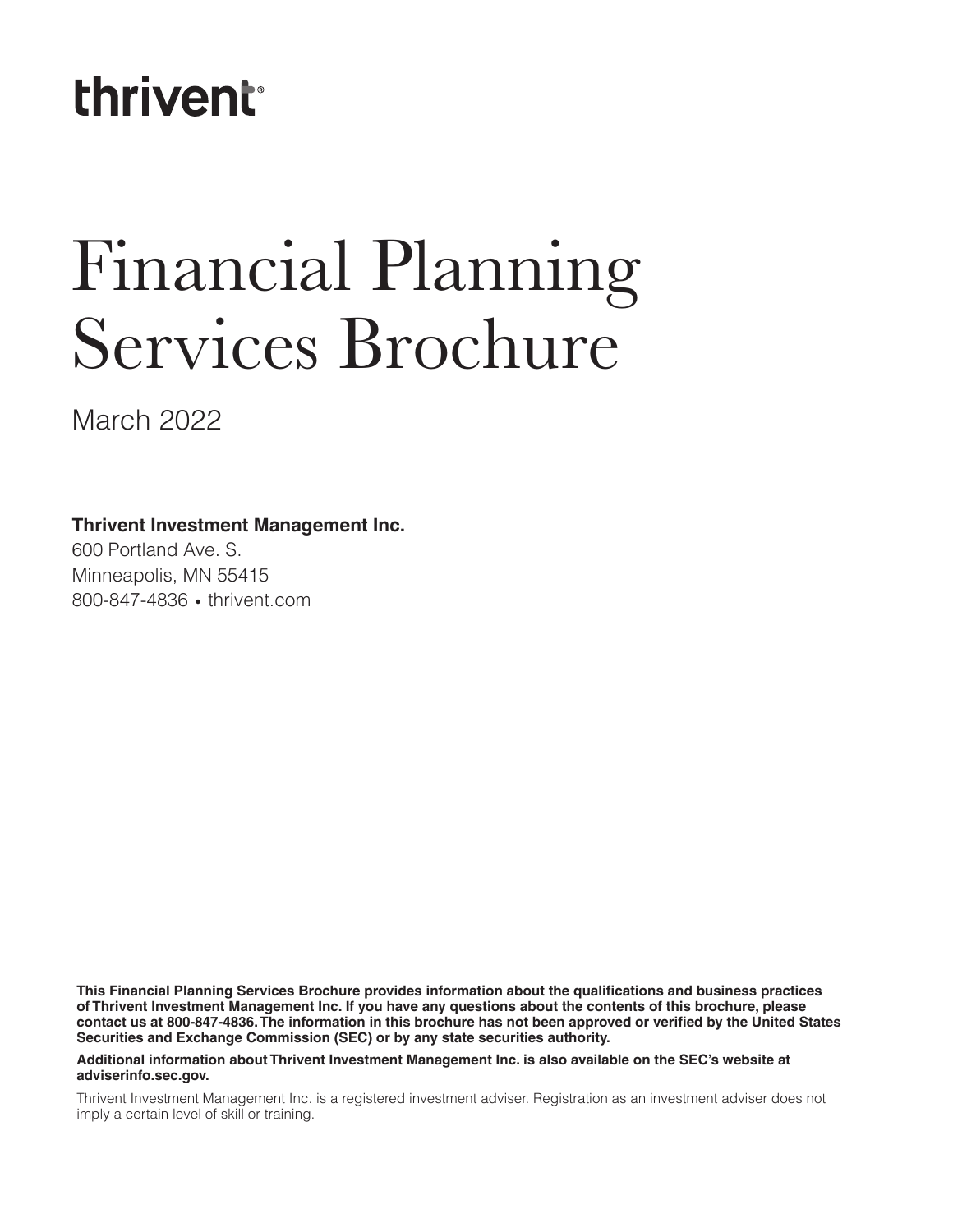thrivent®

# Financial Planning Services Brochure

March 2022

**Thrivent Investment Management Inc.**
600 Portland Ave. S.
Minneapolis, MN 55415
800-847-4836 • thrivent.com

**This Financial Planning Services Brochure provides information about the qualifications and business practices of Thrivent Investment Management Inc. If you have any questions about the contents of this brochure, please contact us at 800-847-4836. The information in this brochure has not been approved or verified by the United States Securities and Exchange Commission (SEC) or by any state securities authority.**

**Additional information about Thrivent Investment Management Inc. is also available on the SEC's website at adviserinfo.sec.gov.**

Thrivent Investment Management Inc. is a registered investment adviser. Registration as an investment adviser does not imply a certain level of skill or training.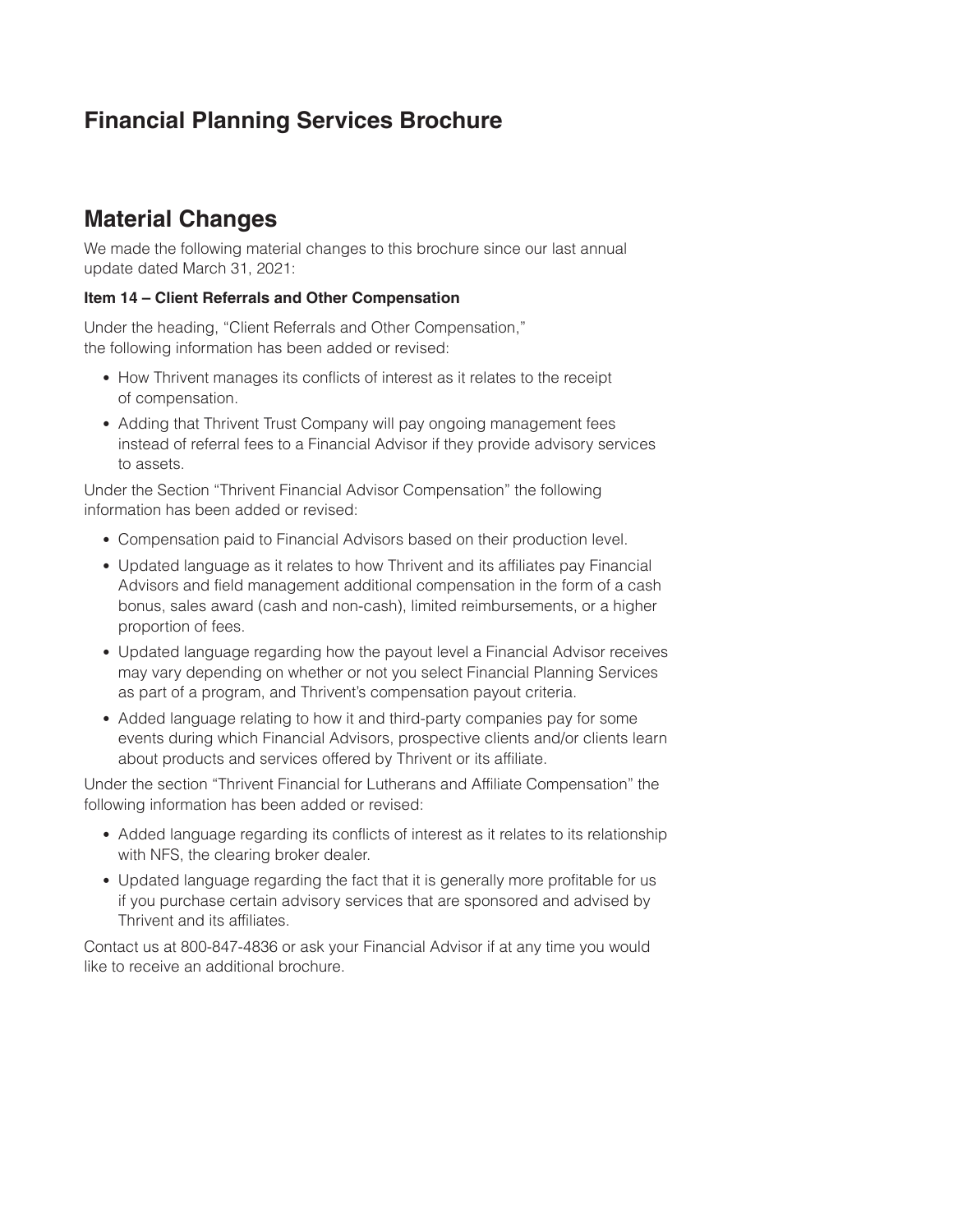# Financial Planning Services Brochure

## Material Changes

We made the following material changes to this brochure since our last annual update dated March 31, 2021:

**Item 14 – Client Referrals and Other Compensation**

Under the heading, "Client Referrals and Other Compensation," the following information has been added or revised:

- How Thrivent manages its conflicts of interest as it relates to the receipt of compensation.
- Adding that Thrivent Trust Company will pay ongoing management fees instead of referral fees to a Financial Advisor if they provide advisory services to assets.

Under the Section "Thrivent Financial Advisor Compensation" the following information has been added or revised:

- Compensation paid to Financial Advisors based on their production level.
- Updated language as it relates to how Thrivent and its affiliates pay Financial Advisors and field management additional compensation in the form of a cash bonus, sales award (cash and non-cash), limited reimbursements, or a higher proportion of fees.
- Updated language regarding how the payout level a Financial Advisor receives may vary depending on whether or not you select Financial Planning Services as part of a program, and Thrivent's compensation payout criteria.
- Added language relating to how it and third-party companies pay for some events during which Financial Advisors, prospective clients and/or clients learn about products and services offered by Thrivent or its affiliate.

Under the section "Thrivent Financial for Lutherans and Affiliate Compensation" the following information has been added or revised:

- Added language regarding its conflicts of interest as it relates to its relationship with NFS, the clearing broker dealer.
- Updated language regarding the fact that it is generally more profitable for us if you purchase certain advisory services that are sponsored and advised by Thrivent and its affiliates.

Contact us at 800-847-4836 or ask your Financial Advisor if at any time you would like to receive an additional brochure.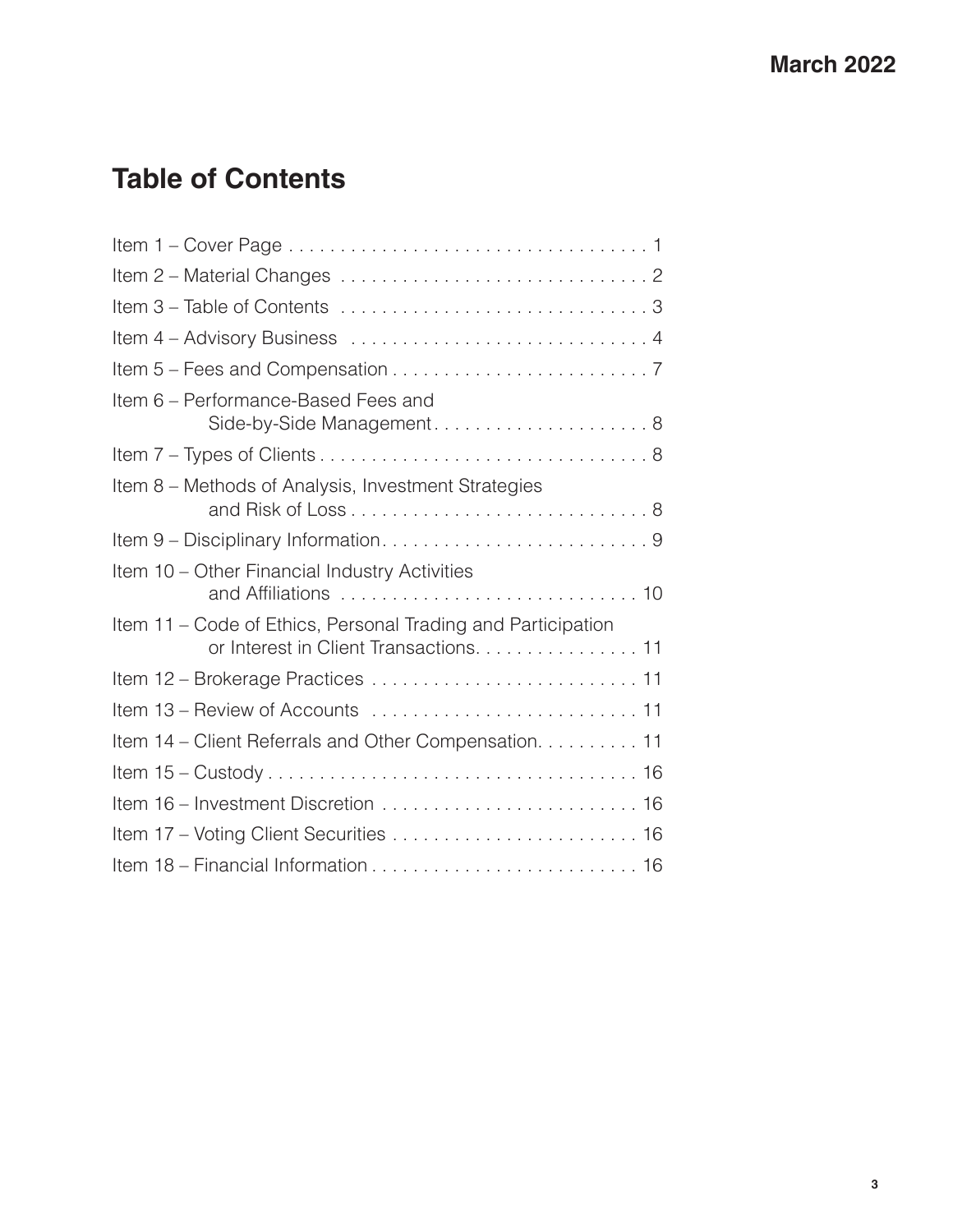# Table of Contents

| Item | Page |
|---|---|
| Item 1 – Cover Page | 1 |
| Item 2 – Material Changes | 2 |
| Item 3 – Table of Contents | 3 |
| Item 4 – Advisory Business | 4 |
| Item 5 – Fees and Compensation | 7 |
| Item 6 – Performance-Based Fees and Side-by-Side Management | 8 |
| Item 7 – Types of Clients | 8 |
| Item 8 – Methods of Analysis, Investment Strategies and Risk of Loss | 8 |
| Item 9 – Disciplinary Information | 9 |
| Item 10 – Other Financial Industry Activities and Affiliations | 10 |
| Item 11 – Code of Ethics, Personal Trading and Participation or Interest in Client Transactions | 11 |
| Item 12 – Brokerage Practices | 11 |
| Item 13 – Review of Accounts | 11 |
| Item 14 – Client Referrals and Other Compensation | 11 |
| Item 15 – Custody | 16 |
| Item 16 – Investment Discretion | 16 |
| Item 17 – Voting Client Securities | 16 |
| Item 18 – Financial Information | 16 |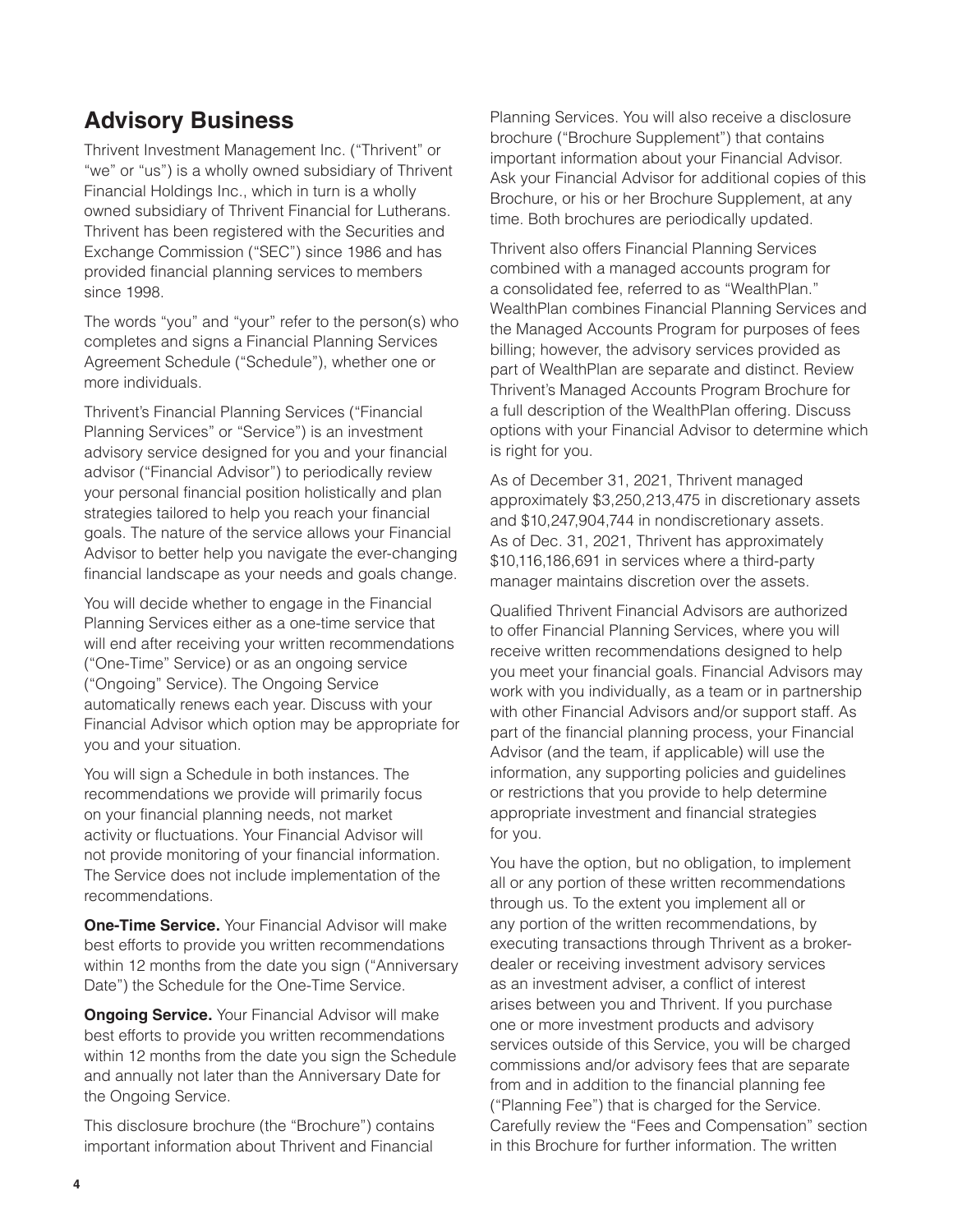## Advisory Business

Thrivent Investment Management Inc. ("Thrivent" or "we" or "us") is a wholly owned subsidiary of Thrivent Financial Holdings Inc., which in turn is a wholly owned subsidiary of Thrivent Financial for Lutherans. Thrivent has been registered with the Securities and Exchange Commission ("SEC") since 1986 and has provided financial planning services to members since 1998.

The words "you" and "your" refer to the person(s) who completes and signs a Financial Planning Services Agreement Schedule ("Schedule"), whether one or more individuals.

Thrivent's Financial Planning Services ("Financial Planning Services" or "Service") is an investment advisory service designed for you and your financial advisor ("Financial Advisor") to periodically review your personal financial position holistically and plan strategies tailored to help you reach your financial goals. The nature of the service allows your Financial Advisor to better help you navigate the ever-changing financial landscape as your needs and goals change.

You will decide whether to engage in the Financial Planning Services either as a one-time service that will end after receiving your written recommendations ("One-Time" Service) or as an ongoing service ("Ongoing" Service). The Ongoing Service automatically renews each year. Discuss with your Financial Advisor which option may be appropriate for you and your situation.

You will sign a Schedule in both instances. The recommendations we provide will primarily focus on your financial planning needs, not market activity or fluctuations. Your Financial Advisor will not provide monitoring of your financial information. The Service does not include implementation of the recommendations.

**One-Time Service.** Your Financial Advisor will make best efforts to provide you written recommendations within 12 months from the date you sign ("Anniversary Date") the Schedule for the One-Time Service.

**Ongoing Service.** Your Financial Advisor will make best efforts to provide you written recommendations within 12 months from the date you sign the Schedule and annually not later than the Anniversary Date for the Ongoing Service.

This disclosure brochure (the "Brochure") contains important information about Thrivent and Financial Planning Services. You will also receive a disclosure brochure ("Brochure Supplement") that contains important information about your Financial Advisor. Ask your Financial Advisor for additional copies of this Brochure, or his or her Brochure Supplement, at any time. Both brochures are periodically updated.

Thrivent also offers Financial Planning Services combined with a managed accounts program for a consolidated fee, referred to as "WealthPlan." WealthPlan combines Financial Planning Services and the Managed Accounts Program for purposes of fees billing; however, the advisory services provided as part of WealthPlan are separate and distinct. Review Thrivent's Managed Accounts Program Brochure for a full description of the WealthPlan offering. Discuss options with your Financial Advisor to determine which is right for you.

As of December 31, 2021, Thrivent managed approximately $3,250,213,475 in discretionary assets and $10,247,904,744 in nondiscretionary assets. As of Dec. 31, 2021, Thrivent has approximately $10,116,186,691 in services where a third-party manager maintains discretion over the assets.

Qualified Thrivent Financial Advisors are authorized to offer Financial Planning Services, where you will receive written recommendations designed to help you meet your financial goals. Financial Advisors may work with you individually, as a team or in partnership with other Financial Advisors and/or support staff. As part of the financial planning process, your Financial Advisor (and the team, if applicable) will use the information, any supporting policies and guidelines or restrictions that you provide to help determine appropriate investment and financial strategies for you.

You have the option, but no obligation, to implement all or any portion of these written recommendations through us. To the extent you implement all or any portion of the written recommendations, by executing transactions through Thrivent as a broker-dealer or receiving investment advisory services as an investment adviser, a conflict of interest arises between you and Thrivent. If you purchase one or more investment products and advisory services outside of this Service, you will be charged commissions and/or advisory fees that are separate from and in addition to the financial planning fee ("Planning Fee") that is charged for the Service. Carefully review the "Fees and Compensation" section in this Brochure for further information. The written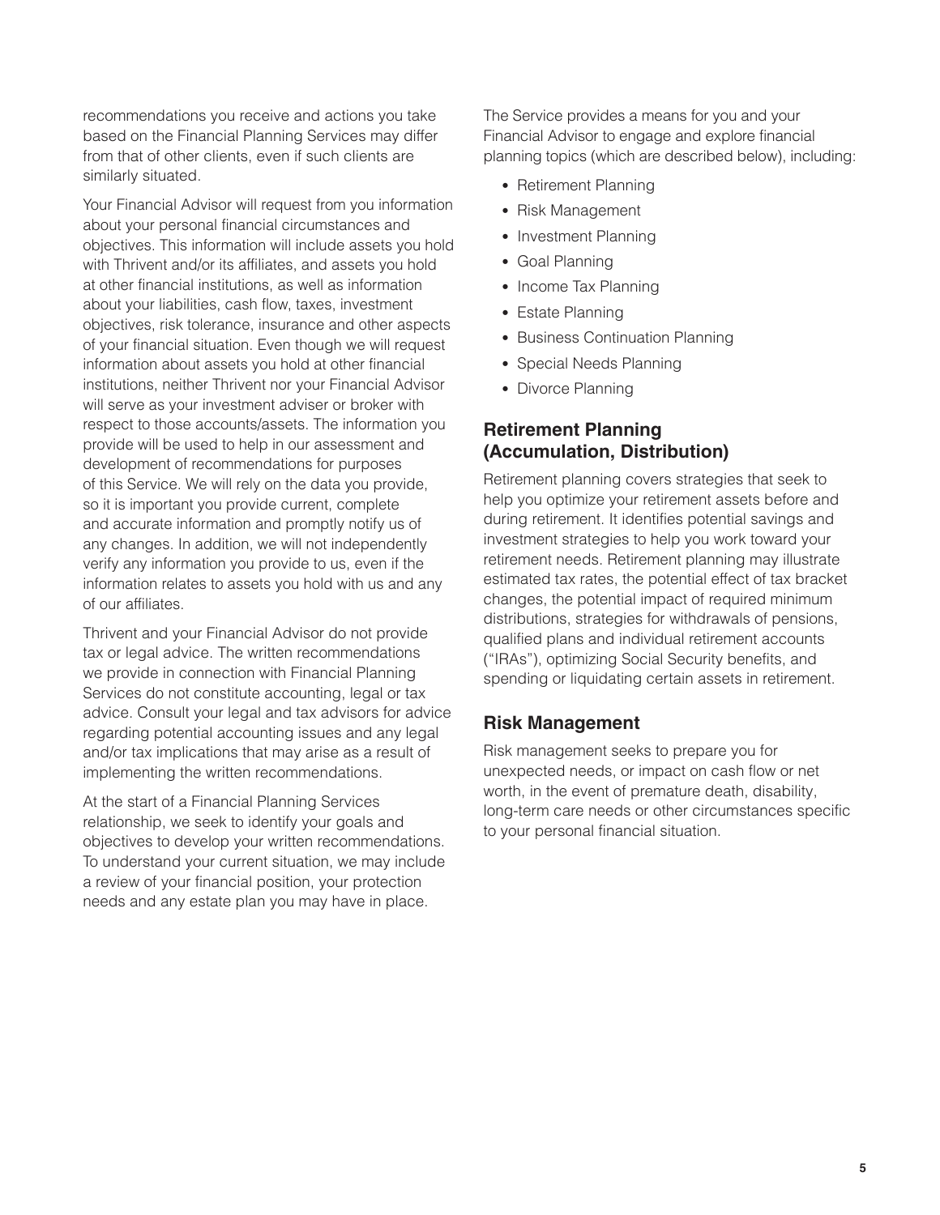recommendations you receive and actions you take based on the Financial Planning Services may differ from that of other clients, even if such clients are similarly situated.

Your Financial Advisor will request from you information about your personal financial circumstances and objectives. This information will include assets you hold with Thrivent and/or its affiliates, and assets you hold at other financial institutions, as well as information about your liabilities, cash flow, taxes, investment objectives, risk tolerance, insurance and other aspects of your financial situation. Even though we will request information about assets you hold at other financial institutions, neither Thrivent nor your Financial Advisor will serve as your investment adviser or broker with respect to those accounts/assets. The information you provide will be used to help in our assessment and development of recommendations for purposes of this Service. We will rely on the data you provide, so it is important you provide current, complete and accurate information and promptly notify us of any changes. In addition, we will not independently verify any information you provide to us, even if the information relates to assets you hold with us and any of our affiliates.

Thrivent and your Financial Advisor do not provide tax or legal advice. The written recommendations we provide in connection with Financial Planning Services do not constitute accounting, legal or tax advice. Consult your legal and tax advisors for advice regarding potential accounting issues and any legal and/or tax implications that may arise as a result of implementing the written recommendations.

At the start of a Financial Planning Services relationship, we seek to identify your goals and objectives to develop your written recommendations. To understand your current situation, we may include a review of your financial position, your protection needs and any estate plan you may have in place.

The Service provides a means for you and your Financial Advisor to engage and explore financial planning topics (which are described below), including:

- Retirement Planning
- Risk Management
- Investment Planning
- Goal Planning
- Income Tax Planning
- Estate Planning
- Business Continuation Planning
- Special Needs Planning
- Divorce Planning

## Retirement Planning (Accumulation, Distribution)

Retirement planning covers strategies that seek to help you optimize your retirement assets before and during retirement. It identifies potential savings and investment strategies to help you work toward your retirement needs. Retirement planning may illustrate estimated tax rates, the potential effect of tax bracket changes, the potential impact of required minimum distributions, strategies for withdrawals of pensions, qualified plans and individual retirement accounts ("IRAs"), optimizing Social Security benefits, and spending or liquidating certain assets in retirement.

## Risk Management

Risk management seeks to prepare you for unexpected needs, or impact on cash flow or net worth, in the event of premature death, disability, long-term care needs or other circumstances specific to your personal financial situation.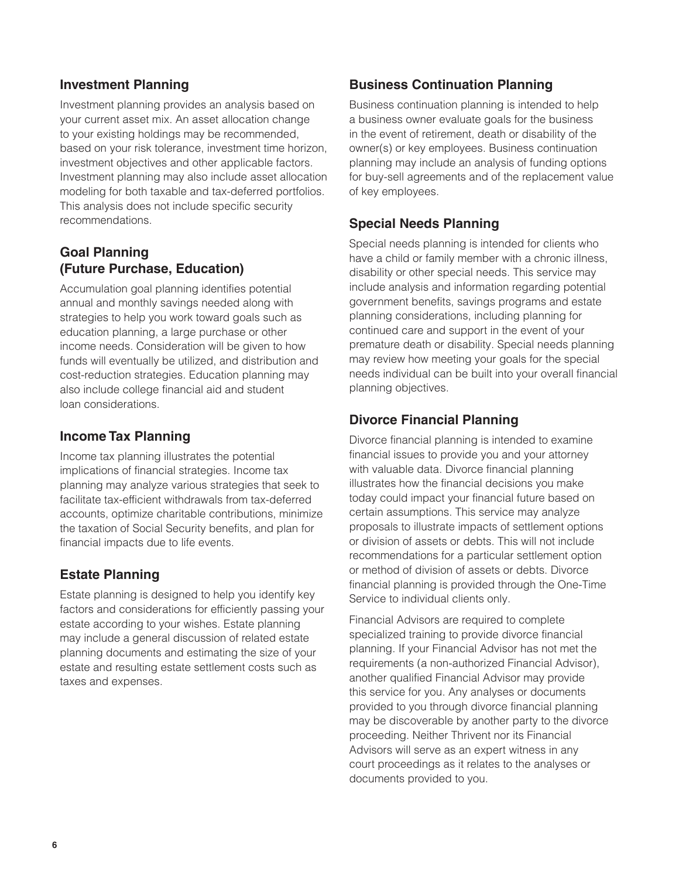### Investment Planning

Investment planning provides an analysis based on your current asset mix. An asset allocation change to your existing holdings may be recommended, based on your risk tolerance, investment time horizon, investment objectives and other applicable factors. Investment planning may also include asset allocation modeling for both taxable and tax-deferred portfolios. This analysis does not include specific security recommendations.

### Goal Planning (Future Purchase, Education)

Accumulation goal planning identifies potential annual and monthly savings needed along with strategies to help you work toward goals such as education planning, a large purchase or other income needs. Consideration will be given to how funds will eventually be utilized, and distribution and cost-reduction strategies. Education planning may also include college financial aid and student loan considerations.

### Income Tax Planning

Income tax planning illustrates the potential implications of financial strategies. Income tax planning may analyze various strategies that seek to facilitate tax-efficient withdrawals from tax-deferred accounts, optimize charitable contributions, minimize the taxation of Social Security benefits, and plan for financial impacts due to life events.

### Estate Planning

Estate planning is designed to help you identify key factors and considerations for efficiently passing your estate according to your wishes. Estate planning may include a general discussion of related estate planning documents and estimating the size of your estate and resulting estate settlement costs such as taxes and expenses.

### Business Continuation Planning

Business continuation planning is intended to help a business owner evaluate goals for the business in the event of retirement, death or disability of the owner(s) or key employees. Business continuation planning may include an analysis of funding options for buy-sell agreements and of the replacement value of key employees.

### Special Needs Planning

Special needs planning is intended for clients who have a child or family member with a chronic illness, disability or other special needs. This service may include analysis and information regarding potential government benefits, savings programs and estate planning considerations, including planning for continued care and support in the event of your premature death or disability. Special needs planning may review how meeting your goals for the special needs individual can be built into your overall financial planning objectives.

### Divorce Financial Planning

Divorce financial planning is intended to examine financial issues to provide you and your attorney with valuable data. Divorce financial planning illustrates how the financial decisions you make today could impact your financial future based on certain assumptions. This service may analyze proposals to illustrate impacts of settlement options or division of assets or debts. This will not include recommendations for a particular settlement option or method of division of assets or debts. Divorce financial planning is provided through the One-Time Service to individual clients only.

Financial Advisors are required to complete specialized training to provide divorce financial planning. If your Financial Advisor has not met the requirements (a non-authorized Financial Advisor), another qualified Financial Advisor may provide this service for you. Any analyses or documents provided to you through divorce financial planning may be discoverable by another party to the divorce proceeding. Neither Thrivent nor its Financial Advisors will serve as an expert witness in any court proceedings as it relates to the analyses or documents provided to you.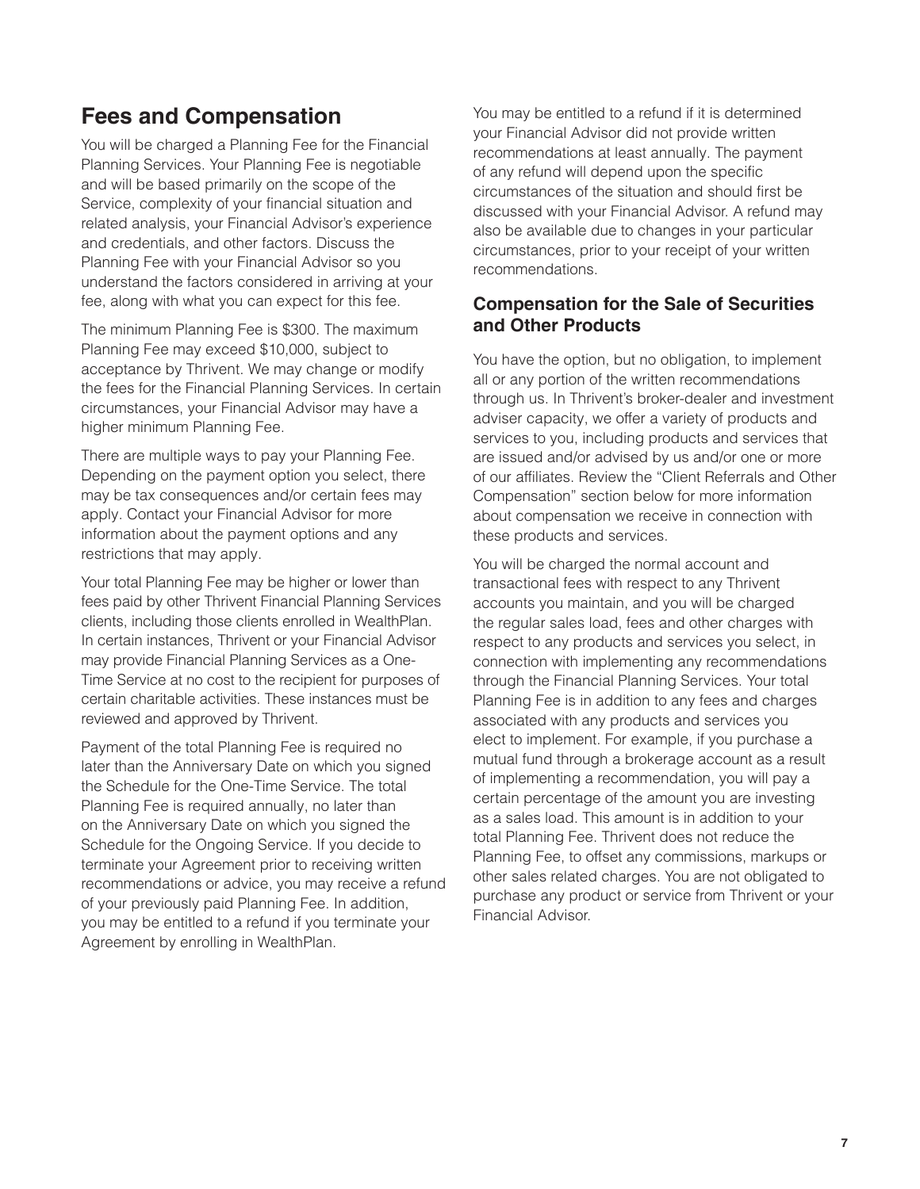## Fees and Compensation

You will be charged a Planning Fee for the Financial Planning Services. Your Planning Fee is negotiable and will be based primarily on the scope of the Service, complexity of your financial situation and related analysis, your Financial Advisor's experience and credentials, and other factors. Discuss the Planning Fee with your Financial Advisor so you understand the factors considered in arriving at your fee, along with what you can expect for this fee.

The minimum Planning Fee is $300. The maximum Planning Fee may exceed $10,000, subject to acceptance by Thrivent. We may change or modify the fees for the Financial Planning Services. In certain circumstances, your Financial Advisor may have a higher minimum Planning Fee.

There are multiple ways to pay your Planning Fee. Depending on the payment option you select, there may be tax consequences and/or certain fees may apply. Contact your Financial Advisor for more information about the payment options and any restrictions that may apply.

Your total Planning Fee may be higher or lower than fees paid by other Thrivent Financial Planning Services clients, including those clients enrolled in WealthPlan. In certain instances, Thrivent or your Financial Advisor may provide Financial Planning Services as a One-Time Service at no cost to the recipient for purposes of certain charitable activities. These instances must be reviewed and approved by Thrivent.

Payment of the total Planning Fee is required no later than the Anniversary Date on which you signed the Schedule for the One-Time Service. The total Planning Fee is required annually, no later than on the Anniversary Date on which you signed the Schedule for the Ongoing Service. If you decide to terminate your Agreement prior to receiving written recommendations or advice, you may receive a refund of your previously paid Planning Fee. In addition, you may be entitled to a refund if you terminate your Agreement by enrolling in WealthPlan.

You may be entitled to a refund if it is determined your Financial Advisor did not provide written recommendations at least annually. The payment of any refund will depend upon the specific circumstances of the situation and should first be discussed with your Financial Advisor. A refund may also be available due to changes in your particular circumstances, prior to your receipt of your written recommendations.

### Compensation for the Sale of Securities and Other Products

You have the option, but no obligation, to implement all or any portion of the written recommendations through us. In Thrivent's broker-dealer and investment adviser capacity, we offer a variety of products and services to you, including products and services that are issued and/or advised by us and/or one or more of our affiliates. Review the "Client Referrals and Other Compensation" section below for more information about compensation we receive in connection with these products and services.

You will be charged the normal account and transactional fees with respect to any Thrivent accounts you maintain, and you will be charged the regular sales load, fees and other charges with respect to any products and services you select, in connection with implementing any recommendations through the Financial Planning Services. Your total Planning Fee is in addition to any fees and charges associated with any products and services you elect to implement. For example, if you purchase a mutual fund through a brokerage account as a result of implementing a recommendation, you will pay a certain percentage of the amount you are investing as a sales load. This amount is in addition to your total Planning Fee. Thrivent does not reduce the Planning Fee, to offset any commissions, markups or other sales related charges. You are not obligated to purchase any product or service from Thrivent or your Financial Advisor.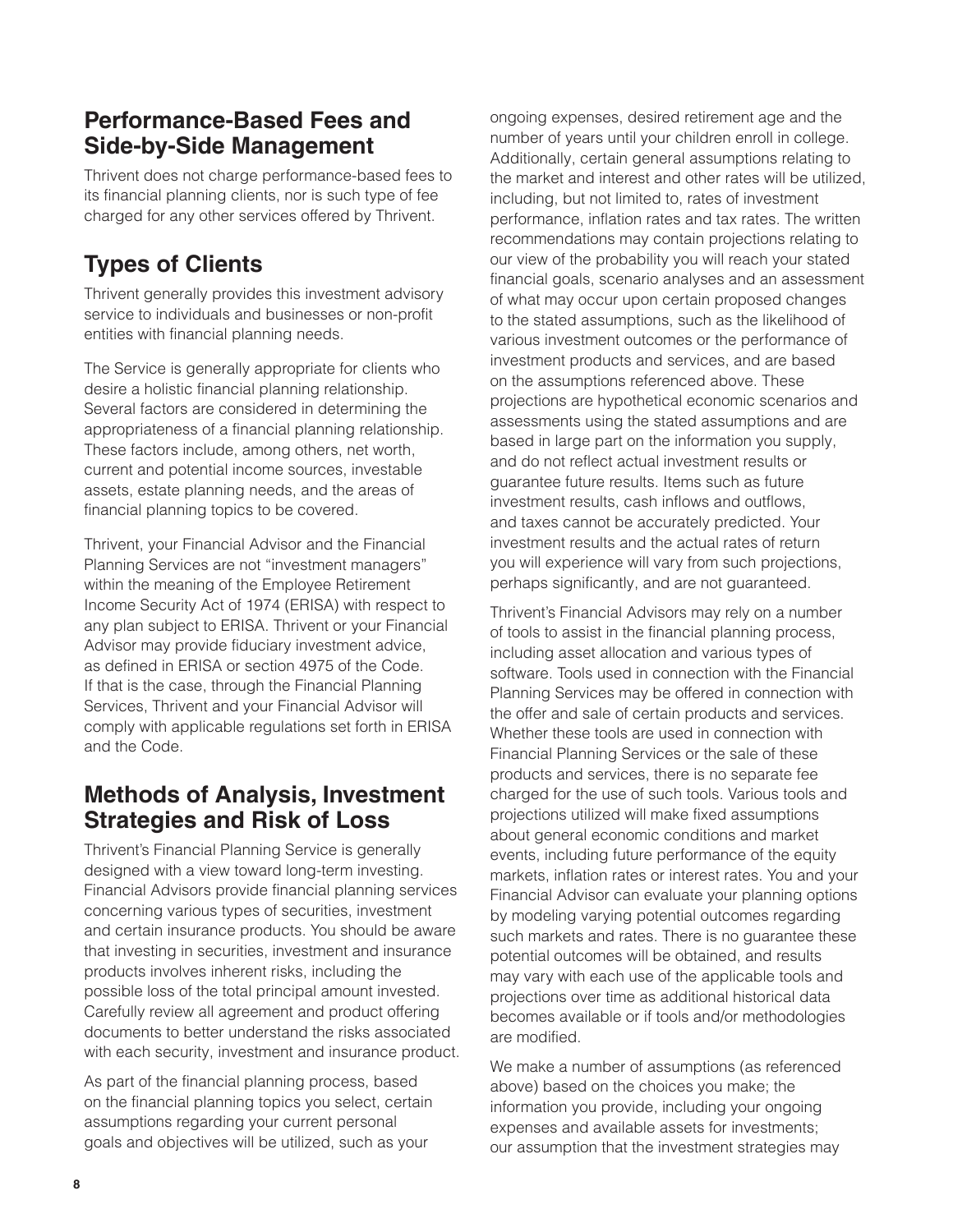## Performance-Based Fees and Side-by-Side Management

Thrivent does not charge performance-based fees to its financial planning clients, nor is such type of fee charged for any other services offered by Thrivent.

## Types of Clients

Thrivent generally provides this investment advisory service to individuals and businesses or non-profit entities with financial planning needs.

The Service is generally appropriate for clients who desire a holistic financial planning relationship. Several factors are considered in determining the appropriateness of a financial planning relationship. These factors include, among others, net worth, current and potential income sources, investable assets, estate planning needs, and the areas of financial planning topics to be covered.

Thrivent, your Financial Advisor and the Financial Planning Services are not "investment managers" within the meaning of the Employee Retirement Income Security Act of 1974 (ERISA) with respect to any plan subject to ERISA. Thrivent or your Financial Advisor may provide fiduciary investment advice, as defined in ERISA or section 4975 of the Code. If that is the case, through the Financial Planning Services, Thrivent and your Financial Advisor will comply with applicable regulations set forth in ERISA and the Code.

## Methods of Analysis, Investment Strategies and Risk of Loss

Thrivent's Financial Planning Service is generally designed with a view toward long-term investing. Financial Advisors provide financial planning services concerning various types of securities, investment and certain insurance products. You should be aware that investing in securities, investment and insurance products involves inherent risks, including the possible loss of the total principal amount invested. Carefully review all agreement and product offering documents to better understand the risks associated with each security, investment and insurance product.

As part of the financial planning process, based on the financial planning topics you select, certain assumptions regarding your current personal goals and objectives will be utilized, such as your ongoing expenses, desired retirement age and the number of years until your children enroll in college. Additionally, certain general assumptions relating to the market and interest and other rates will be utilized, including, but not limited to, rates of investment performance, inflation rates and tax rates. The written recommendations may contain projections relating to our view of the probability you will reach your stated financial goals, scenario analyses and an assessment of what may occur upon certain proposed changes to the stated assumptions, such as the likelihood of various investment outcomes or the performance of investment products and services, and are based on the assumptions referenced above. These projections are hypothetical economic scenarios and assessments using the stated assumptions and are based in large part on the information you supply, and do not reflect actual investment results or guarantee future results. Items such as future investment results, cash inflows and outflows, and taxes cannot be accurately predicted. Your investment results and the actual rates of return you will experience will vary from such projections, perhaps significantly, and are not guaranteed.

Thrivent's Financial Advisors may rely on a number of tools to assist in the financial planning process, including asset allocation and various types of software. Tools used in connection with the Financial Planning Services may be offered in connection with the offer and sale of certain products and services. Whether these tools are used in connection with Financial Planning Services or the sale of these products and services, there is no separate fee charged for the use of such tools. Various tools and projections utilized will make fixed assumptions about general economic conditions and market events, including future performance of the equity markets, inflation rates or interest rates. You and your Financial Advisor can evaluate your planning options by modeling varying potential outcomes regarding such markets and rates. There is no guarantee these potential outcomes will be obtained, and results may vary with each use of the applicable tools and projections over time as additional historical data becomes available or if tools and/or methodologies are modified.

We make a number of assumptions (as referenced above) based on the choices you make; the information you provide, including your ongoing expenses and available assets for investments; our assumption that the investment strategies may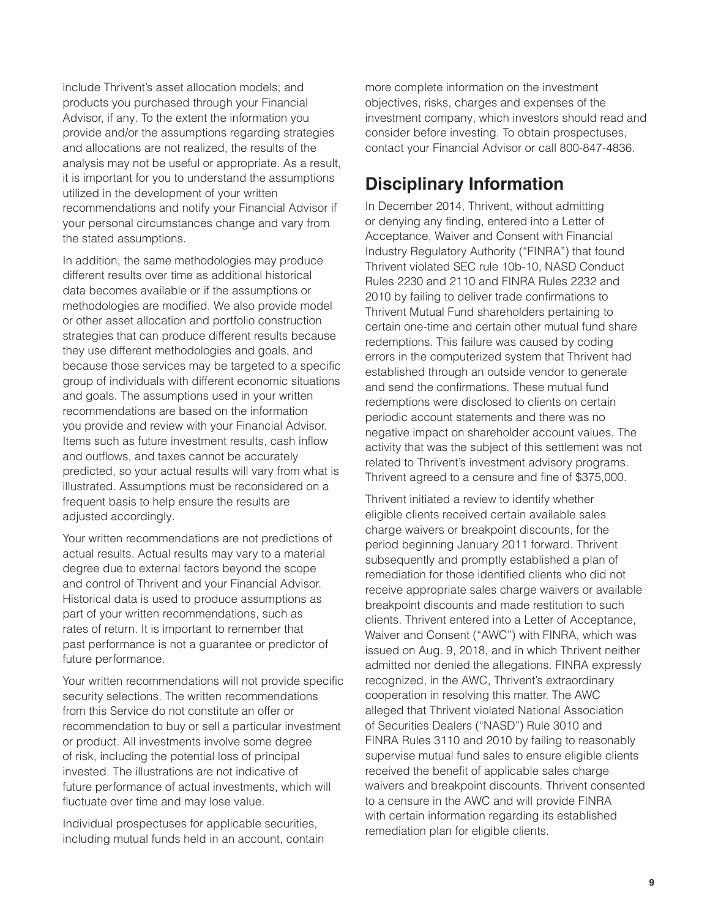include Thrivent's asset allocation models; and products you purchased through your Financial Advisor, if any. To the extent the information you provide and/or the assumptions regarding strategies and allocations are not realized, the results of the analysis may not be useful or appropriate. As a result, it is important for you to understand the assumptions utilized in the development of your written recommendations and notify your Financial Advisor if your personal circumstances change and vary from the stated assumptions.

In addition, the same methodologies may produce different results over time as additional historical data becomes available or if the assumptions or methodologies are modified. We also provide model or other asset allocation and portfolio construction strategies that can produce different results because they use different methodologies and goals, and because those services may be targeted to a specific group of individuals with different economic situations and goals. The assumptions used in your written recommendations are based on the information you provide and review with your Financial Advisor. Items such as future investment results, cash inflow and outflows, and taxes cannot be accurately predicted, so your actual results will vary from what is illustrated. Assumptions must be reconsidered on a frequent basis to help ensure the results are adjusted accordingly.

Your written recommendations are not predictions of actual results. Actual results may vary to a material degree due to external factors beyond the scope and control of Thrivent and your Financial Advisor. Historical data is used to produce assumptions as part of your written recommendations, such as rates of return. It is important to remember that past performance is not a guarantee or predictor of future performance.

Your written recommendations will not provide specific security selections. The written recommendations from this Service do not constitute an offer or recommendation to buy or sell a particular investment or product. All investments involve some degree of risk, including the potential loss of principal invested. The illustrations are not indicative of future performance of actual investments, which will fluctuate over time and may lose value.

Individual prospectuses for applicable securities, including mutual funds held in an account, contain more complete information on the investment objectives, risks, charges and expenses of the investment company, which investors should read and consider before investing. To obtain prospectuses, contact your Financial Advisor or call 800-847-4836.

## Disciplinary Information

In December 2014, Thrivent, without admitting or denying any finding, entered into a Letter of Acceptance, Waiver and Consent with Financial Industry Regulatory Authority ("FINRA") that found Thrivent violated SEC rule 10b-10, NASD Conduct Rules 2230 and 2110 and FINRA Rules 2232 and 2010 by failing to deliver trade confirmations to Thrivent Mutual Fund shareholders pertaining to certain one-time and certain other mutual fund share redemptions. This failure was caused by coding errors in the computerized system that Thrivent had established through an outside vendor to generate and send the confirmations. These mutual fund redemptions were disclosed to clients on certain periodic account statements and there was no negative impact on shareholder account values. The activity that was the subject of this settlement was not related to Thrivent's investment advisory programs. Thrivent agreed to a censure and fine of $375,000.

Thrivent initiated a review to identify whether eligible clients received certain available sales charge waivers or breakpoint discounts, for the period beginning January 2011 forward. Thrivent subsequently and promptly established a plan of remediation for those identified clients who did not receive appropriate sales charge waivers or available breakpoint discounts and made restitution to such clients. Thrivent entered into a Letter of Acceptance, Waiver and Consent ("AWC") with FINRA, which was issued on Aug. 9, 2018, and in which Thrivent neither admitted nor denied the allegations. FINRA expressly recognized, in the AWC, Thrivent's extraordinary cooperation in resolving this matter. The AWC alleged that Thrivent violated National Association of Securities Dealers ("NASD") Rule 3010 and FINRA Rules 3110 and 2010 by failing to reasonably supervise mutual fund sales to ensure eligible clients received the benefit of applicable sales charge waivers and breakpoint discounts. Thrivent consented to a censure in the AWC and will provide FINRA with certain information regarding its established remediation plan for eligible clients.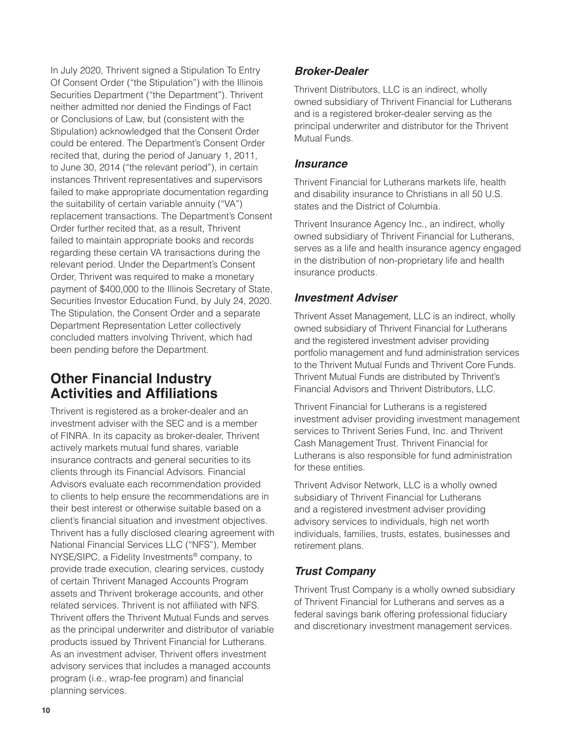In July 2020, Thrivent signed a Stipulation To Entry Of Consent Order ("the Stipulation") with the Illinois Securities Department ("the Department"). Thrivent neither admitted nor denied the Findings of Fact or Conclusions of Law, but (consistent with the Stipulation) acknowledged that the Consent Order could be entered. The Department's Consent Order recited that, during the period of January 1, 2011, to June 30, 2014 ("the relevant period"), in certain instances Thrivent representatives and supervisors failed to make appropriate documentation regarding the suitability of certain variable annuity ("VA") replacement transactions. The Department's Consent Order further recited that, as a result, Thrivent failed to maintain appropriate books and records regarding these certain VA transactions during the relevant period. Under the Department's Consent Order, Thrivent was required to make a monetary payment of $400,000 to the Illinois Secretary of State, Securities Investor Education Fund, by July 24, 2020. The Stipulation, the Consent Order and a separate Department Representation Letter collectively concluded matters involving Thrivent, which had been pending before the Department.

## Other Financial Industry Activities and Affiliations

Thrivent is registered as a broker-dealer and an investment adviser with the SEC and is a member of FINRA. In its capacity as broker-dealer, Thrivent actively markets mutual fund shares, variable insurance contracts and general securities to its clients through its Financial Advisors. Financial Advisors evaluate each recommendation provided to clients to help ensure the recommendations are in their best interest or otherwise suitable based on a client's financial situation and investment objectives. Thrivent has a fully disclosed clearing agreement with National Financial Services LLC ("NFS"), Member NYSE/SIPC, a Fidelity Investments® company, to provide trade execution, clearing services, custody of certain Thrivent Managed Accounts Program assets and Thrivent brokerage accounts, and other related services. Thrivent is not affiliated with NFS. Thrivent offers the Thrivent Mutual Funds and serves as the principal underwriter and distributor of variable products issued by Thrivent Financial for Lutherans. As an investment adviser, Thrivent offers investment advisory services that includes a managed accounts program (i.e., wrap-fee program) and financial planning services.

### *Broker-Dealer*

Thrivent Distributors, LLC is an indirect, wholly owned subsidiary of Thrivent Financial for Lutherans and is a registered broker-dealer serving as the principal underwriter and distributor for the Thrivent Mutual Funds.

### *Insurance*

Thrivent Financial for Lutherans markets life, health and disability insurance to Christians in all 50 U.S. states and the District of Columbia.

Thrivent Insurance Agency Inc., an indirect, wholly owned subsidiary of Thrivent Financial for Lutherans, serves as a life and health insurance agency engaged in the distribution of non-proprietary life and health insurance products.

### *Investment Adviser*

Thrivent Asset Management, LLC is an indirect, wholly owned subsidiary of Thrivent Financial for Lutherans and the registered investment adviser providing portfolio management and fund administration services to the Thrivent Mutual Funds and Thrivent Core Funds. Thrivent Mutual Funds are distributed by Thrivent's Financial Advisors and Thrivent Distributors, LLC.

Thrivent Financial for Lutherans is a registered investment adviser providing investment management services to Thrivent Series Fund, Inc. and Thrivent Cash Management Trust. Thrivent Financial for Lutherans is also responsible for fund administration for these entities.

Thrivent Advisor Network, LLC is a wholly owned subsidiary of Thrivent Financial for Lutherans and a registered investment adviser providing advisory services to individuals, high net worth individuals, families, trusts, estates, businesses and retirement plans.

### *Trust Company*

Thrivent Trust Company is a wholly owned subsidiary of Thrivent Financial for Lutherans and serves as a federal savings bank offering professional fiduciary and discretionary investment management services.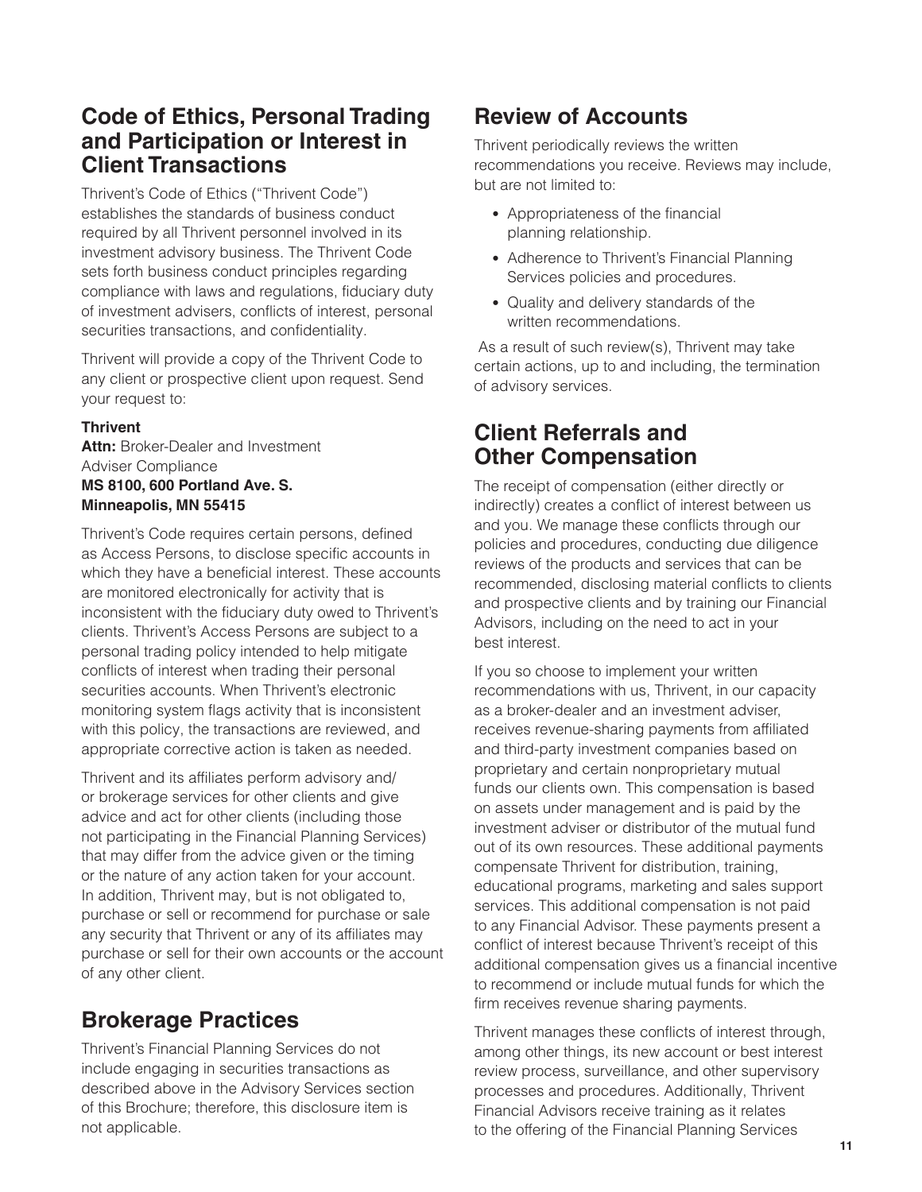## Code of Ethics, Personal Trading and Participation or Interest in Client Transactions

Thrivent's Code of Ethics ("Thrivent Code") establishes the standards of business conduct required by all Thrivent personnel involved in its investment advisory business. The Thrivent Code sets forth business conduct principles regarding compliance with laws and regulations, fiduciary duty of investment advisers, conflicts of interest, personal securities transactions, and confidentiality.

Thrivent will provide a copy of the Thrivent Code to any client or prospective client upon request. Send your request to:

**Thrivent**
**Attn:** Broker-Dealer and Investment Adviser Compliance
**MS 8100, 600 Portland Ave. S.**
**Minneapolis, MN 55415**

Thrivent's Code requires certain persons, defined as Access Persons, to disclose specific accounts in which they have a beneficial interest. These accounts are monitored electronically for activity that is inconsistent with the fiduciary duty owed to Thrivent's clients. Thrivent's Access Persons are subject to a personal trading policy intended to help mitigate conflicts of interest when trading their personal securities accounts. When Thrivent's electronic monitoring system flags activity that is inconsistent with this policy, the transactions are reviewed, and appropriate corrective action is taken as needed.

Thrivent and its affiliates perform advisory and/or brokerage services for other clients and give advice and act for other clients (including those not participating in the Financial Planning Services) that may differ from the advice given or the timing or the nature of any action taken for your account. In addition, Thrivent may, but is not obligated to, purchase or sell or recommend for purchase or sale any security that Thrivent or any of its affiliates may purchase or sell for their own accounts or the account of any other client.

## Brokerage Practices

Thrivent's Financial Planning Services do not include engaging in securities transactions as described above in the Advisory Services section of this Brochure; therefore, this disclosure item is not applicable.

## Review of Accounts

Thrivent periodically reviews the written recommendations you receive. Reviews may include, but are not limited to:

- Appropriateness of the financial planning relationship.
- Adherence to Thrivent's Financial Planning Services policies and procedures.
- Quality and delivery standards of the written recommendations.

As a result of such review(s), Thrivent may take certain actions, up to and including, the termination of advisory services.

## Client Referrals and Other Compensation

The receipt of compensation (either directly or indirectly) creates a conflict of interest between us and you. We manage these conflicts through our policies and procedures, conducting due diligence reviews of the products and services that can be recommended, disclosing material conflicts to clients and prospective clients and by training our Financial Advisors, including on the need to act in your best interest.

If you so choose to implement your written recommendations with us, Thrivent, in our capacity as a broker-dealer and an investment adviser, receives revenue-sharing payments from affiliated and third-party investment companies based on proprietary and certain nonproprietary mutual funds our clients own. This compensation is based on assets under management and is paid by the investment adviser or distributor of the mutual fund out of its own resources. These additional payments compensate Thrivent for distribution, training, educational programs, marketing and sales support services. This additional compensation is not paid to any Financial Advisor. These payments present a conflict of interest because Thrivent's receipt of this additional compensation gives us a financial incentive to recommend or include mutual funds for which the firm receives revenue sharing payments.

Thrivent manages these conflicts of interest through, among other things, its new account or best interest review process, surveillance, and other supervisory processes and procedures. Additionally, Thrivent Financial Advisors receive training as it relates to the offering of the Financial Planning Services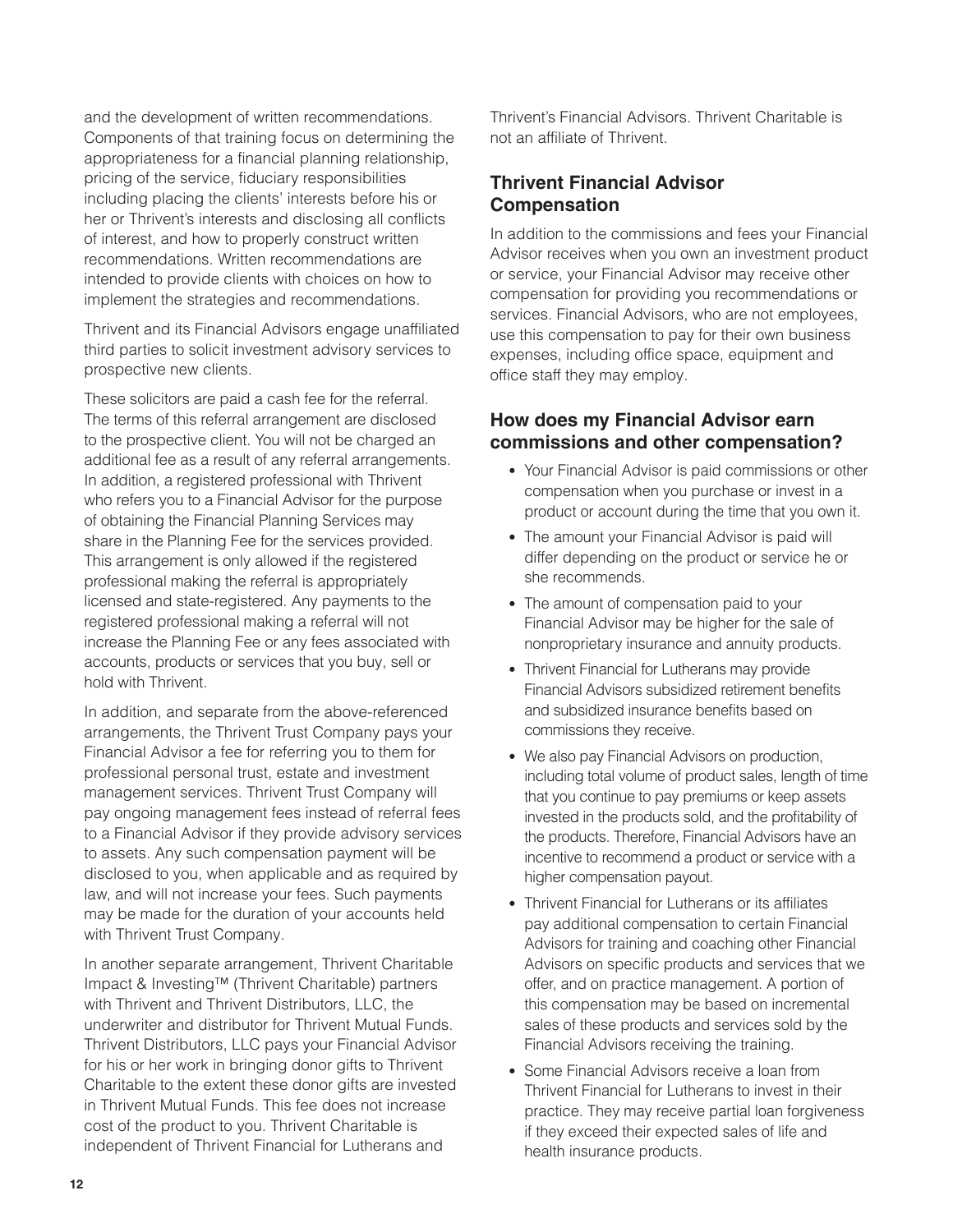and the development of written recommendations. Components of that training focus on determining the appropriateness for a financial planning relationship, pricing of the service, fiduciary responsibilities including placing the clients' interests before his or her or Thrivent's interests and disclosing all conflicts of interest, and how to properly construct written recommendations. Written recommendations are intended to provide clients with choices on how to implement the strategies and recommendations.

Thrivent and its Financial Advisors engage unaffiliated third parties to solicit investment advisory services to prospective new clients.

These solicitors are paid a cash fee for the referral. The terms of this referral arrangement are disclosed to the prospective client. You will not be charged an additional fee as a result of any referral arrangements. In addition, a registered professional with Thrivent who refers you to a Financial Advisor for the purpose of obtaining the Financial Planning Services may share in the Planning Fee for the services provided. This arrangement is only allowed if the registered professional making the referral is appropriately licensed and state-registered. Any payments to the registered professional making a referral will not increase the Planning Fee or any fees associated with accounts, products or services that you buy, sell or hold with Thrivent.

In addition, and separate from the above-referenced arrangements, the Thrivent Trust Company pays your Financial Advisor a fee for referring you to them for professional personal trust, estate and investment management services. Thrivent Trust Company will pay ongoing management fees instead of referral fees to a Financial Advisor if they provide advisory services to assets. Any such compensation payment will be disclosed to you, when applicable and as required by law, and will not increase your fees. Such payments may be made for the duration of your accounts held with Thrivent Trust Company.

In another separate arrangement, Thrivent Charitable Impact & Investing™ (Thrivent Charitable) partners with Thrivent and Thrivent Distributors, LLC, the underwriter and distributor for Thrivent Mutual Funds. Thrivent Distributors, LLC pays your Financial Advisor for his or her work in bringing donor gifts to Thrivent Charitable to the extent these donor gifts are invested in Thrivent Mutual Funds. This fee does not increase cost of the product to you. Thrivent Charitable is independent of Thrivent Financial for Lutherans and Thrivent's Financial Advisors. Thrivent Charitable is not an affiliate of Thrivent.

## Thrivent Financial Advisor Compensation

In addition to the commissions and fees your Financial Advisor receives when you own an investment product or service, your Financial Advisor may receive other compensation for providing you recommendations or services. Financial Advisors, who are not employees, use this compensation to pay for their own business expenses, including office space, equipment and office staff they may employ.

## How does my Financial Advisor earn commissions and other compensation?

- Your Financial Advisor is paid commissions or other compensation when you purchase or invest in a product or account during the time that you own it.
- The amount your Financial Advisor is paid will differ depending on the product or service he or she recommends.
- The amount of compensation paid to your Financial Advisor may be higher for the sale of nonproprietary insurance and annuity products.
- Thrivent Financial for Lutherans may provide Financial Advisors subsidized retirement benefits and subsidized insurance benefits based on commissions they receive.
- We also pay Financial Advisors on production, including total volume of product sales, length of time that you continue to pay premiums or keep assets invested in the products sold, and the profitability of the products. Therefore, Financial Advisors have an incentive to recommend a product or service with a higher compensation payout.
- Thrivent Financial for Lutherans or its affiliates pay additional compensation to certain Financial Advisors for training and coaching other Financial Advisors on specific products and services that we offer, and on practice management. A portion of this compensation may be based on incremental sales of these products and services sold by the Financial Advisors receiving the training.
- Some Financial Advisors receive a loan from Thrivent Financial for Lutherans to invest in their practice. They may receive partial loan forgiveness if they exceed their expected sales of life and health insurance products.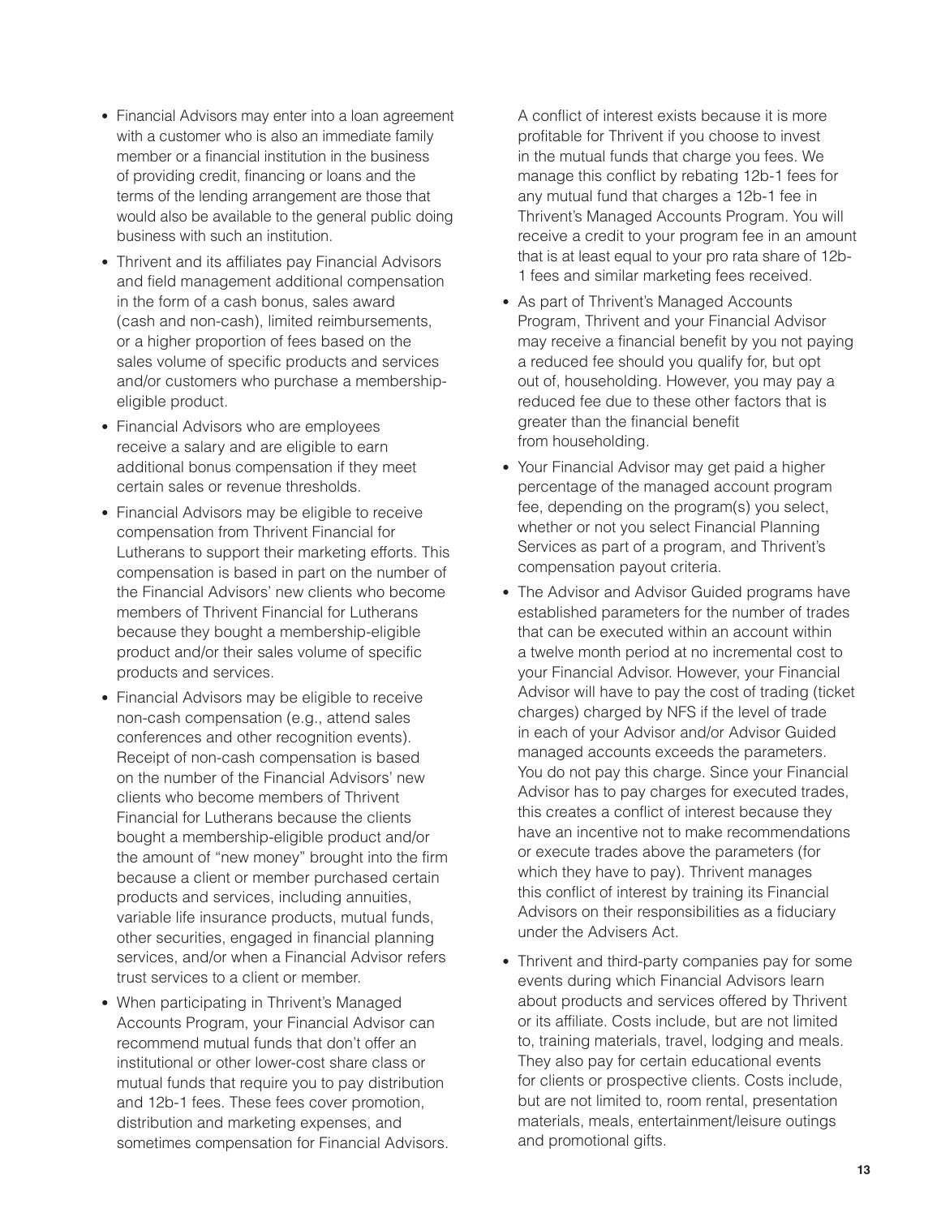- Financial Advisors may enter into a loan agreement with a customer who is also an immediate family member or a financial institution in the business of providing credit, financing or loans and the terms of the lending arrangement are those that would also be available to the general public doing business with such an institution.
- Thrivent and its affiliates pay Financial Advisors and field management additional compensation in the form of a cash bonus, sales award (cash and non-cash), limited reimbursements, or a higher proportion of fees based on the sales volume of specific products and services and/or customers who purchase a membership-eligible product.
- Financial Advisors who are employees receive a salary and are eligible to earn additional bonus compensation if they meet certain sales or revenue thresholds.
- Financial Advisors may be eligible to receive compensation from Thrivent Financial for Lutherans to support their marketing efforts. This compensation is based in part on the number of the Financial Advisors' new clients who become members of Thrivent Financial for Lutherans because they bought a membership-eligible product and/or their sales volume of specific products and services.
- Financial Advisors may be eligible to receive non-cash compensation (e.g., attend sales conferences and other recognition events). Receipt of non-cash compensation is based on the number of the Financial Advisors' new clients who become members of Thrivent Financial for Lutherans because the clients bought a membership-eligible product and/or the amount of "new money" brought into the firm because a client or member purchased certain products and services, including annuities, variable life insurance products, mutual funds, other securities, engaged in financial planning services, and/or when a Financial Advisor refers trust services to a client or member.
- When participating in Thrivent's Managed Accounts Program, your Financial Advisor can recommend mutual funds that don't offer an institutional or other lower-cost share class or mutual funds that require you to pay distribution and 12b-1 fees. These fees cover promotion, distribution and marketing expenses, and sometimes compensation for Financial Advisors.

  A conflict of interest exists because it is more profitable for Thrivent if you choose to invest in the mutual funds that charge you fees. We manage this conflict by rebating 12b-1 fees for any mutual fund that charges a 12b-1 fee in Thrivent's Managed Accounts Program. You will receive a credit to your program fee in an amount that is at least equal to your pro rata share of 12b-1 fees and similar marketing fees received.
- As part of Thrivent's Managed Accounts Program, Thrivent and your Financial Advisor may receive a financial benefit by you not paying a reduced fee should you qualify for, but opt out of, householding. However, you may pay a reduced fee due to these other factors that is greater than the financial benefit from householding.
- Your Financial Advisor may get paid a higher percentage of the managed account program fee, depending on the program(s) you select, whether or not you select Financial Planning Services as part of a program, and Thrivent's compensation payout criteria.
- The Advisor and Advisor Guided programs have established parameters for the number of trades that can be executed within an account within a twelve month period at no incremental cost to your Financial Advisor. However, your Financial Advisor will have to pay the cost of trading (ticket charges) charged by NFS if the level of trade in each of your Advisor and/or Advisor Guided managed accounts exceeds the parameters. You do not pay this charge. Since your Financial Advisor has to pay charges for executed trades, this creates a conflict of interest because they have an incentive not to make recommendations or execute trades above the parameters (for which they have to pay). Thrivent manages this conflict of interest by training its Financial Advisors on their responsibilities as a fiduciary under the Advisers Act.
- Thrivent and third-party companies pay for some events during which Financial Advisors learn about products and services offered by Thrivent or its affiliate. Costs include, but are not limited to, training materials, travel, lodging and meals. They also pay for certain educational events for clients or prospective clients. Costs include, but are not limited to, room rental, presentation materials, meals, entertainment/leisure outings and promotional gifts.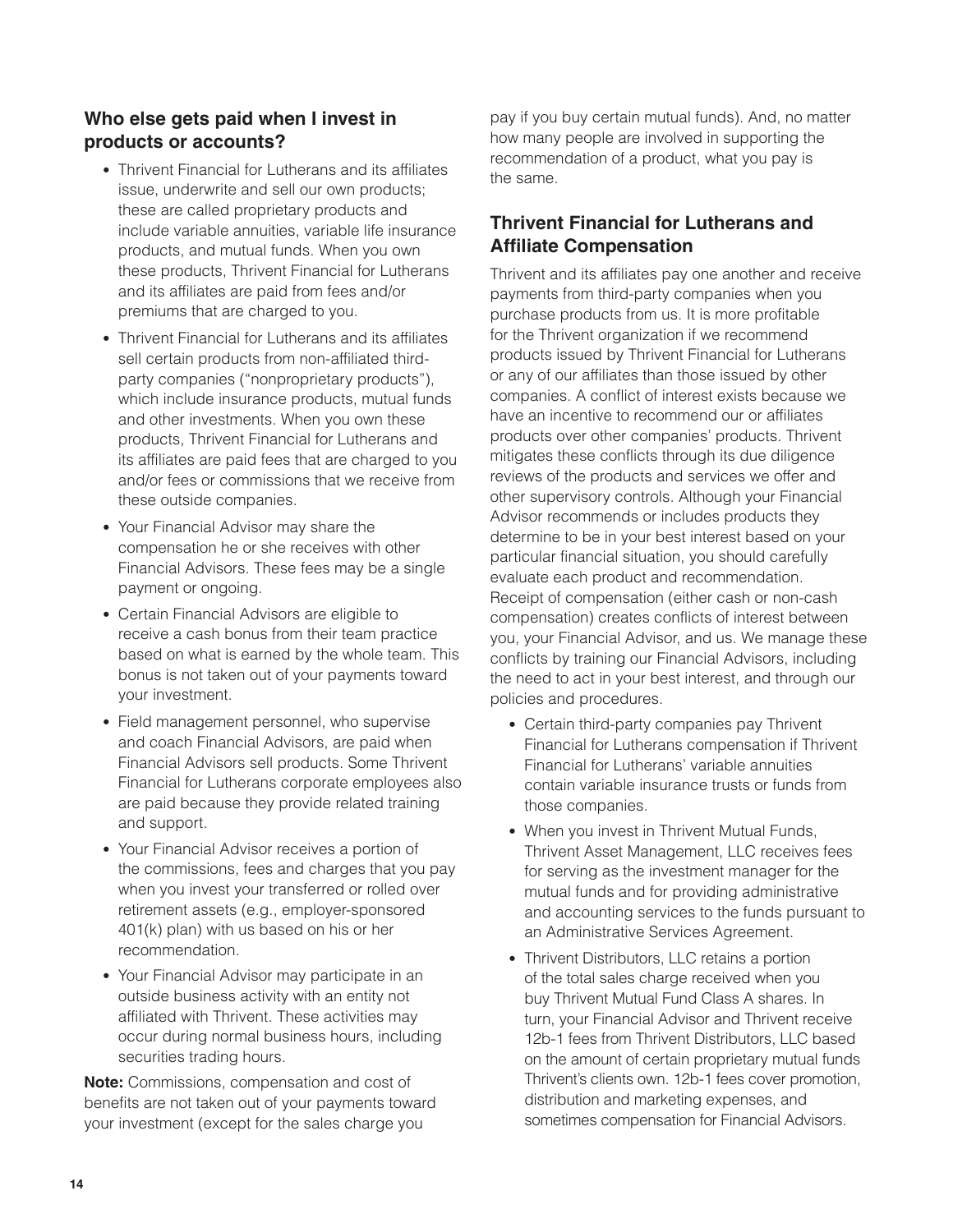### Who else gets paid when I invest in products or accounts?

- Thrivent Financial for Lutherans and its affiliates issue, underwrite and sell our own products; these are called proprietary products and include variable annuities, variable life insurance products, and mutual funds. When you own these products, Thrivent Financial for Lutherans and its affiliates are paid from fees and/or premiums that are charged to you.
- Thrivent Financial for Lutherans and its affiliates sell certain products from non-affiliated third-party companies ("nonproprietary products"), which include insurance products, mutual funds and other investments. When you own these products, Thrivent Financial for Lutherans and its affiliates are paid fees that are charged to you and/or fees or commissions that we receive from these outside companies.
- Your Financial Advisor may share the compensation he or she receives with other Financial Advisors. These fees may be a single payment or ongoing.
- Certain Financial Advisors are eligible to receive a cash bonus from their team practice based on what is earned by the whole team. This bonus is not taken out of your payments toward your investment.
- Field management personnel, who supervise and coach Financial Advisors, are paid when Financial Advisors sell products. Some Thrivent Financial for Lutherans corporate employees also are paid because they provide related training and support.
- Your Financial Advisor receives a portion of the commissions, fees and charges that you pay when you invest your transferred or rolled over retirement assets (e.g., employer-sponsored 401(k) plan) with us based on his or her recommendation.
- Your Financial Advisor may participate in an outside business activity with an entity not affiliated with Thrivent. These activities may occur during normal business hours, including securities trading hours.

**Note:** Commissions, compensation and cost of benefits are not taken out of your payments toward your investment (except for the sales charge you pay if you buy certain mutual funds). And, no matter how many people are involved in supporting the recommendation of a product, what you pay is the same.

### Thrivent Financial for Lutherans and Affiliate Compensation

Thrivent and its affiliates pay one another and receive payments from third-party companies when you purchase products from us. It is more profitable for the Thrivent organization if we recommend products issued by Thrivent Financial for Lutherans or any of our affiliates than those issued by other companies. A conflict of interest exists because we have an incentive to recommend our or affiliates products over other companies' products. Thrivent mitigates these conflicts through its due diligence reviews of the products and services we offer and other supervisory controls. Although your Financial Advisor recommends or includes products they determine to be in your best interest based on your particular financial situation, you should carefully evaluate each product and recommendation. Receipt of compensation (either cash or non-cash compensation) creates conflicts of interest between you, your Financial Advisor, and us. We manage these conflicts by training our Financial Advisors, including the need to act in your best interest, and through our policies and procedures.

- Certain third-party companies pay Thrivent Financial for Lutherans compensation if Thrivent Financial for Lutherans' variable annuities contain variable insurance trusts or funds from those companies.
- When you invest in Thrivent Mutual Funds, Thrivent Asset Management, LLC receives fees for serving as the investment manager for the mutual funds and for providing administrative and accounting services to the funds pursuant to an Administrative Services Agreement.
- Thrivent Distributors, LLC retains a portion of the total sales charge received when you buy Thrivent Mutual Fund Class A shares. In turn, your Financial Advisor and Thrivent receive 12b-1 fees from Thrivent Distributors, LLC based on the amount of certain proprietary mutual funds Thrivent's clients own. 12b-1 fees cover promotion, distribution and marketing expenses, and sometimes compensation for Financial Advisors.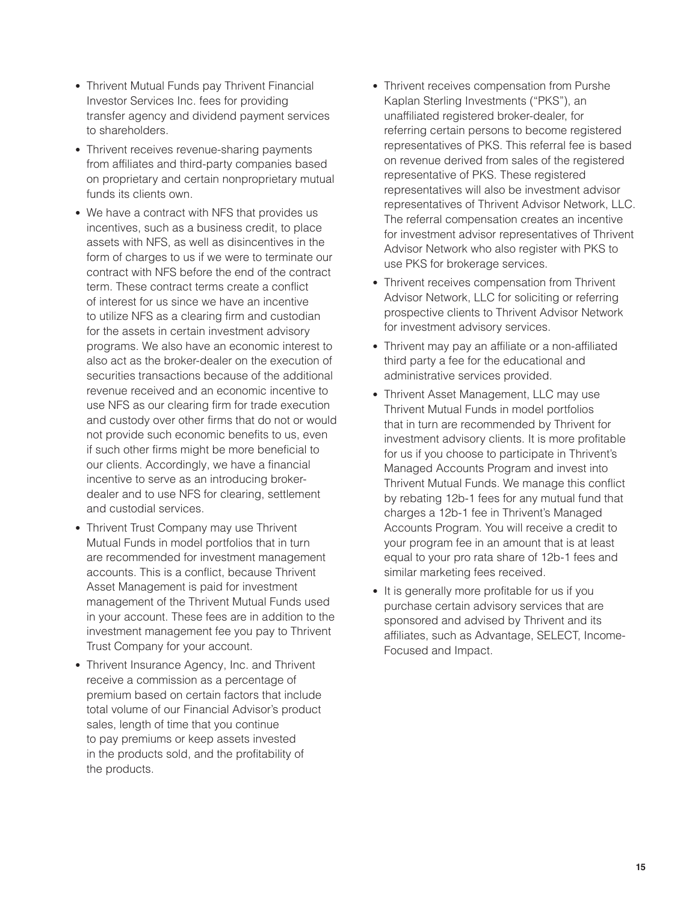- Thrivent Mutual Funds pay Thrivent Financial Investor Services Inc. fees for providing transfer agency and dividend payment services to shareholders.
- Thrivent receives revenue-sharing payments from affiliates and third-party companies based on proprietary and certain nonproprietary mutual funds its clients own.
- We have a contract with NFS that provides us incentives, such as a business credit, to place assets with NFS, as well as disincentives in the form of charges to us if we were to terminate our contract with NFS before the end of the contract term. These contract terms create a conflict of interest for us since we have an incentive to utilize NFS as a clearing firm and custodian for the assets in certain investment advisory programs. We also have an economic interest to also act as the broker-dealer on the execution of securities transactions because of the additional revenue received and an economic incentive to use NFS as our clearing firm for trade execution and custody over other firms that do not or would not provide such economic benefits to us, even if such other firms might be more beneficial to our clients. Accordingly, we have a financial incentive to serve as an introducing broker-dealer and to use NFS for clearing, settlement and custodial services.
- Thrivent Trust Company may use Thrivent Mutual Funds in model portfolios that in turn are recommended for investment management accounts. This is a conflict, because Thrivent Asset Management is paid for investment management of the Thrivent Mutual Funds used in your account. These fees are in addition to the investment management fee you pay to Thrivent Trust Company for your account.
- Thrivent Insurance Agency, Inc. and Thrivent receive a commission as a percentage of premium based on certain factors that include total volume of our Financial Advisor's product sales, length of time that you continue to pay premiums or keep assets invested in the products sold, and the profitability of the products.
- Thrivent receives compensation from Purshe Kaplan Sterling Investments ("PKS"), an unaffiliated registered broker-dealer, for referring certain persons to become registered representatives of PKS. This referral fee is based on revenue derived from sales of the registered representative of PKS. These registered representatives will also be investment advisor representatives of Thrivent Advisor Network, LLC. The referral compensation creates an incentive for investment advisor representatives of Thrivent Advisor Network who also register with PKS to use PKS for brokerage services.
- Thrivent receives compensation from Thrivent Advisor Network, LLC for soliciting or referring prospective clients to Thrivent Advisor Network for investment advisory services.
- Thrivent may pay an affiliate or a non-affiliated third party a fee for the educational and administrative services provided.
- Thrivent Asset Management, LLC may use Thrivent Mutual Funds in model portfolios that in turn are recommended by Thrivent for investment advisory clients. It is more profitable for us if you choose to participate in Thrivent's Managed Accounts Program and invest into Thrivent Mutual Funds. We manage this conflict by rebating 12b-1 fees for any mutual fund that charges a 12b-1 fee in Thrivent's Managed Accounts Program. You will receive a credit to your program fee in an amount that is at least equal to your pro rata share of 12b-1 fees and similar marketing fees received.
- It is generally more profitable for us if you purchase certain advisory services that are sponsored and advised by Thrivent and its affiliates, such as Advantage, SELECT, Income-Focused and Impact.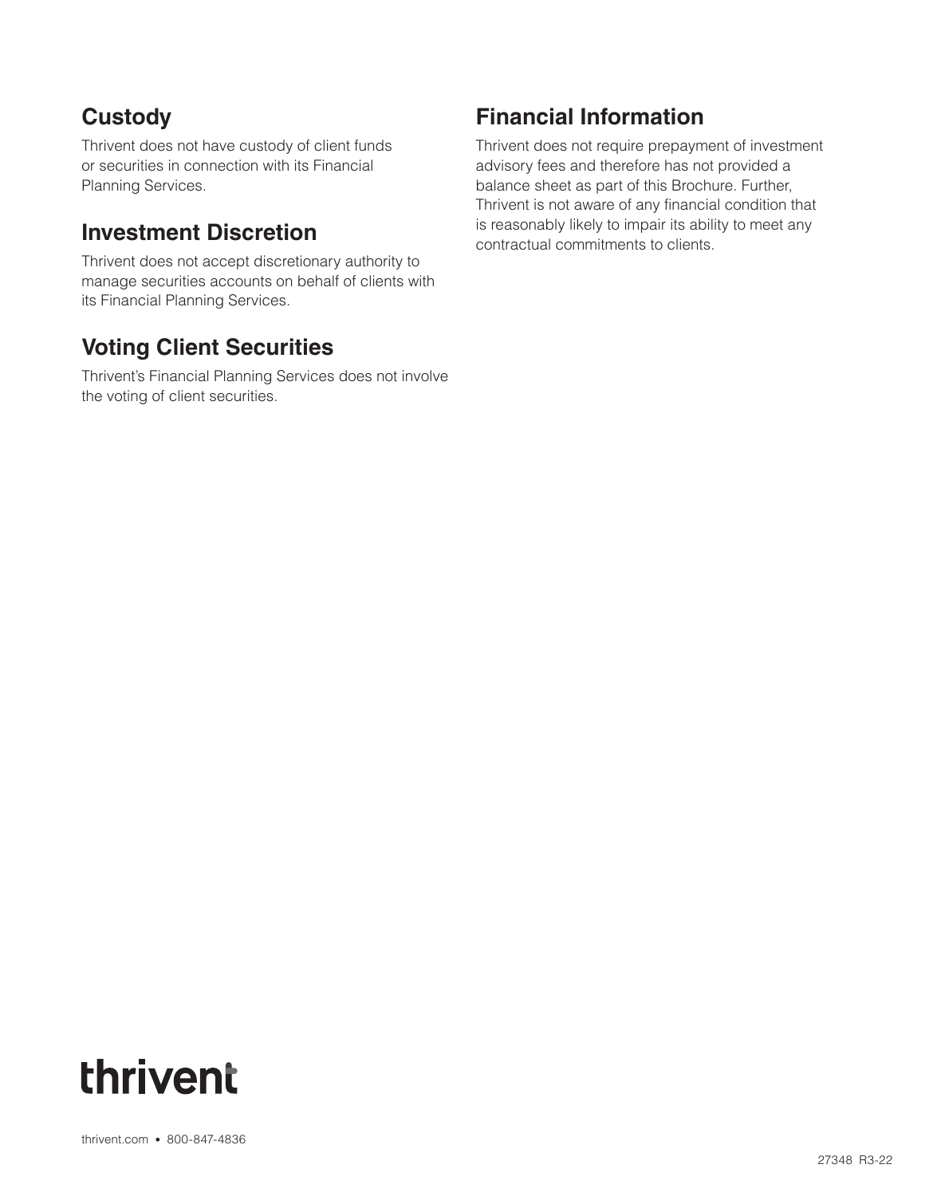## Custody

Thrivent does not have custody of client funds or securities in connection with its Financial Planning Services.

## Investment Discretion

Thrivent does not accept discretionary authority to manage securities accounts on behalf of clients with its Financial Planning Services.

## Voting Client Securities

Thrivent's Financial Planning Services does not involve the voting of client securities.

## Financial Information

Thrivent does not require prepayment of investment advisory fees and therefore has not provided a balance sheet as part of this Brochure. Further, Thrivent is not aware of any financial condition that is reasonably likely to impair its ability to meet any contractual commitments to clients.

thrivent

thrivent.com • 800-847-4836

27348 R3-22